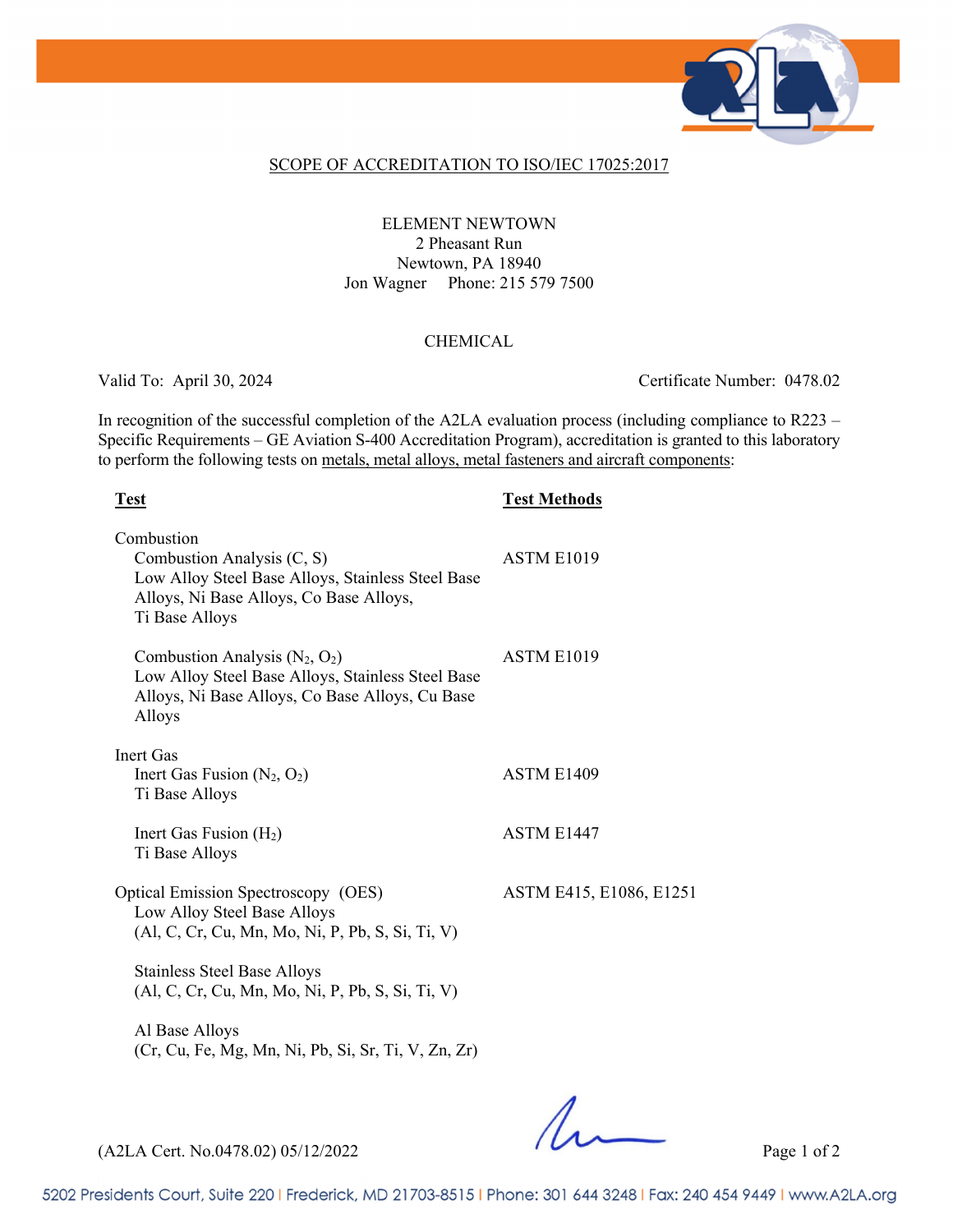## SCOPE OF ACCREDITATION TO ISO/IEC 17025:2017

ELEMENT NEWTOWN
2 Pheasant Run
Newtown, PA 18940
Jon Wagner Phone: 215 579 7500

### CHEMICAL

Valid To: April 30, 2024 Certificate Number: 0478.02

In recognition of the successful completion of the A2LA evaluation process (including compliance to R223 – Specific Requirements – GE Aviation S-400 Accreditation Program), accreditation is granted to this laboratory to perform the following tests on metals, metal alloys, metal fasteners and aircraft components:

| **Test** | **Test Methods** |
|---|---|
| Combustion | |
| Combustion Analysis (C, S)<br>Low Alloy Steel Base Alloys, Stainless Steel Base Alloys, Ni Base Alloys, Co Base Alloys, Ti Base Alloys | ASTM E1019 |
| Combustion Analysis ($N_2$, $O_2$)<br>Low Alloy Steel Base Alloys, Stainless Steel Base Alloys, Ni Base Alloys, Co Base Alloys, Cu Base Alloys | ASTM E1019 |
| Inert Gas | |
| Inert Gas Fusion ($N_2$, $O_2$)<br>Ti Base Alloys | ASTM E1409 |
| Inert Gas Fusion ($H_2$)<br>Ti Base Alloys | ASTM E1447 |
| Optical Emission Spectroscopy (OES)<br>Low Alloy Steel Base Alloys<br>(Al, C, Cr, Cu, Mn, Mo, Ni, P, Pb, S, Si, Ti, V) | ASTM E415, E1086, E1251 |
| Stainless Steel Base Alloys<br>(Al, C, Cr, Cu, Mn, Mo, Ni, P, Pb, S, Si, Ti, V) | |
| Al Base Alloys<br>(Cr, Cu, Fe, Mg, Mn, Ni, Pb, Si, Sr, Ti, V, Zn, Zr) | |

(A2LA Cert. No.0478.02) 05/12/2022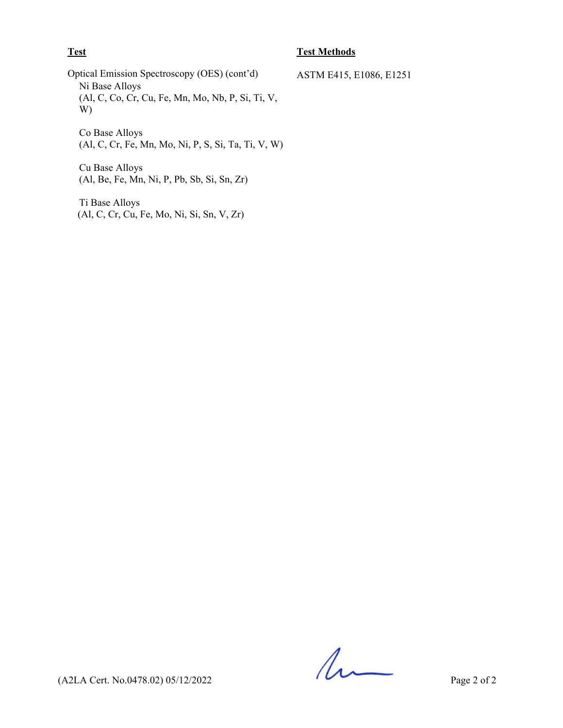| **Test** | **Test Methods** |
|---|---|
| Optical Emission Spectroscopy (OES) (cont'd)<br>Ni Base Alloys<br>(Al, C, Co, Cr, Cu, Fe, Mn, Mo, Nb, P, Si, Ti, V, W)<br><br>Co Base Alloys<br>(Al, C, Cr, Fe, Mn, Mo, Ni, P, S, Si, Ta, Ti, V, W)<br><br>Cu Base Alloys<br>(Al, Be, Fe, Mn, Ni, P, Pb, Sb, Si, Sn, Zr)<br><br>Ti Base Alloys<br>(Al, C, Cr, Cu, Fe, Mo, Ni, Si, Sn, V, Zr) | ASTM E415, E1086, E1251 |

(A2LA Cert. No.0478.02) 05/12/2022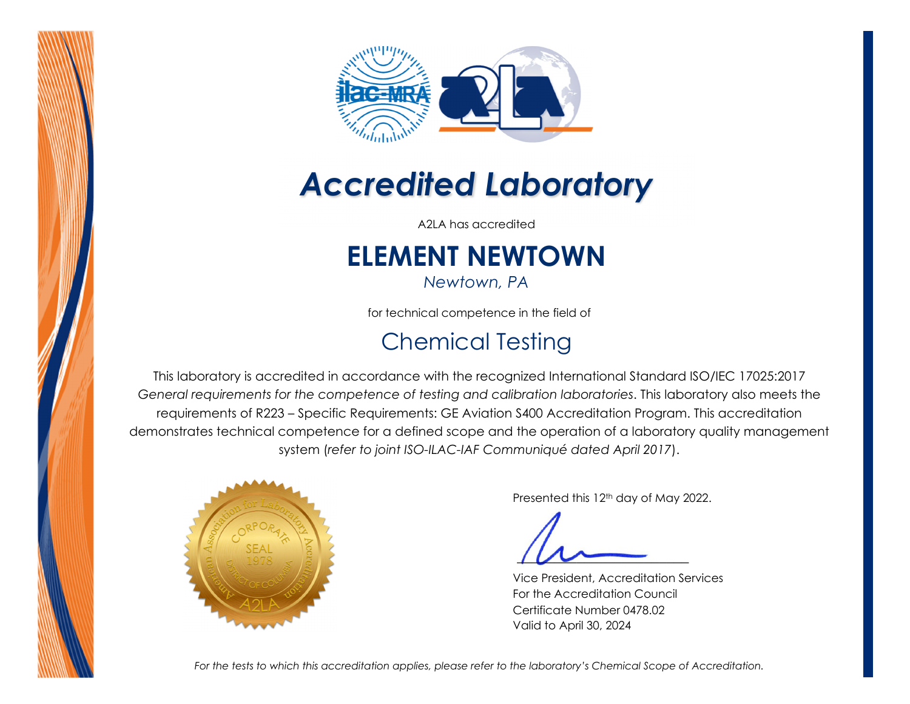# Accredited Laboratory

A2LA has accredited

## ELEMENT NEWTOWN

*Newtown, PA*

for technical competence in the field of

## Chemical Testing

This laboratory is accredited in accordance with the recognized International Standard ISO/IEC 17025:2017 *General requirements for the competence of testing and calibration laboratories*. This laboratory also meets the requirements of R223 – Specific Requirements: GE Aviation S400 Accreditation Program. This accreditation demonstrates technical competence for a defined scope and the operation of a laboratory quality management system (*refer to joint ISO-ILAC-IAF Communiqué dated April 2017*).

American Association for Laboratory Accreditation
CORPORATE SEAL 1978
DISTRICT OF COLUMBIA
A2LA

Presented this 12th day of May 2022.

Vice President, Accreditation Services
For the Accreditation Council
Certificate Number 0478.02
Valid to April 30, 2024

*For the tests to which this accreditation applies, please refer to the laboratory's Chemical Scope of Accreditation.*